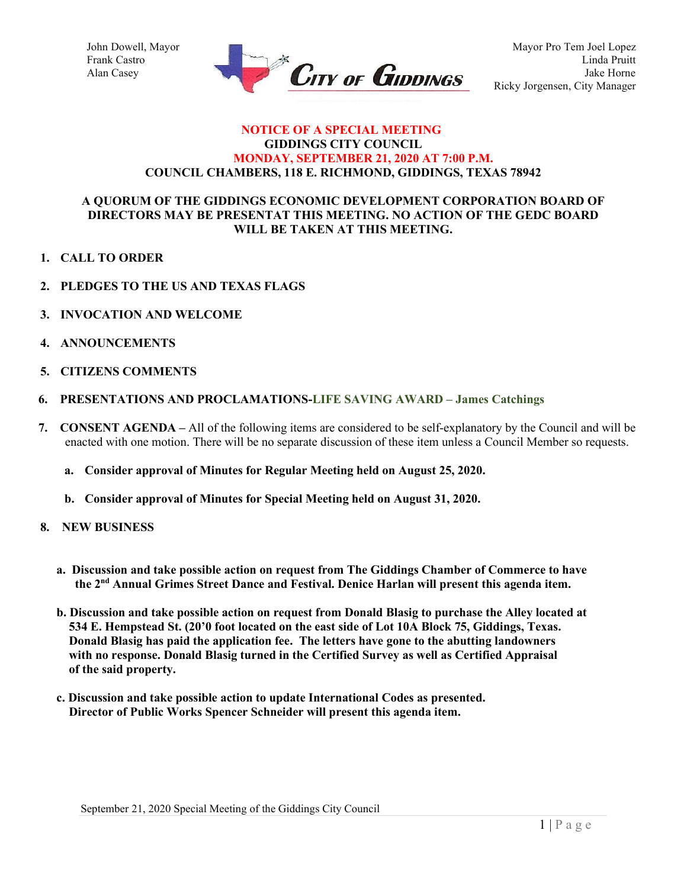John Dowell, Mayor
Frank Castro
Alan Casey

**CITY OF GIDDINGS**

Mayor Pro Tem Joel Lopez
Linda Pruitt
Jake Horne
Ricky Jorgensen, City Manager

**NOTICE OF A SPECIAL MEETING**
**GIDDINGS CITY COUNCIL**
**MONDAY, SEPTEMBER 21, 2020 AT 7:00 P.M.**
**COUNCIL CHAMBERS, 118 E. RICHMOND, GIDDINGS, TEXAS 78942**

**A QUORUM OF THE GIDDINGS ECONOMIC DEVELOPMENT CORPORATION BOARD OF DIRECTORS MAY BE PRESENTAT THIS MEETING. NO ACTION OF THE GEDC BOARD WILL BE TAKEN AT THIS MEETING.**

1. **CALL TO ORDER**

2. **PLEDGES TO THE US AND TEXAS FLAGS**

3. **INVOCATION AND WELCOME**

4. **ANNOUNCEMENTS**

5. **CITIZENS COMMENTS**

6. **PRESENTATIONS AND PROCLAMATIONS-LIFE SAVING AWARD – James Catchings**

7. **CONSENT AGENDA –** All of the following items are considered to be self-explanatory by the Council and will be enacted with one motion. There will be no separate discussion of these item unless a Council Member so requests.

   a. **Consider approval of Minutes for Regular Meeting held on August 25, 2020.**

   b. **Consider approval of Minutes for Special Meeting held on August 31, 2020.**

8. **NEW BUSINESS**

   a. **Discussion and take possible action on request from The Giddings Chamber of Commerce to have the 2nd Annual Grimes Street Dance and Festival. Denice Harlan will present this agenda item.**

   b. **Discussion and take possible action on request from Donald Blasig to purchase the Alley located at 534 E. Hempstead St. (20'0 foot located on the east side of Lot 10A Block 75, Giddings, Texas. Donald Blasig has paid the application fee. The letters have gone to the abutting landowners with no response. Donald Blasig turned in the Certified Survey as well as Certified Appraisal of the said property.**

   c. **Discussion and take possible action to update International Codes as presented. Director of Public Works Spencer Schneider will present this agenda item.**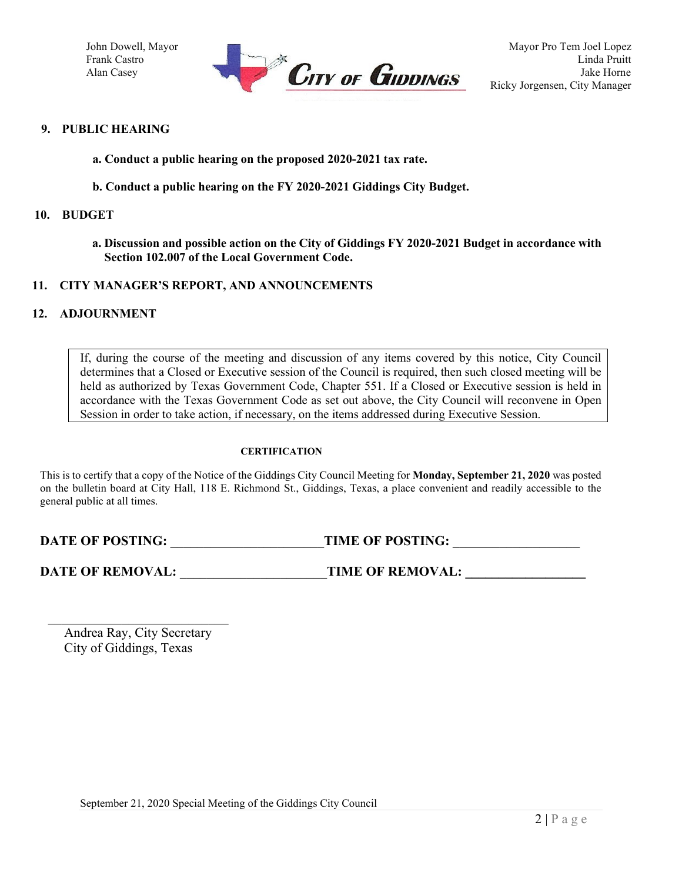John Dowell, Mayor
Frank Castro
Alan Casey

**City of Giddings**

Mayor Pro Tem Joel Lopez
Linda Pruitt
Jake Horne
Ricky Jorgensen, City Manager

**9. PUBLIC HEARING**

**a. Conduct a public hearing on the proposed 2020-2021 tax rate.**

**b. Conduct a public hearing on the FY 2020-2021 Giddings City Budget.**

**10. BUDGET**

**a. Discussion and possible action on the City of Giddings FY 2020-2021 Budget in accordance with Section 102.007 of the Local Government Code.**

**11. CITY MANAGER'S REPORT, AND ANNOUNCEMENTS**

**12. ADJOURNMENT**

If, during the course of the meeting and discussion of any items covered by this notice, City Council determines that a Closed or Executive session of the Council is required, then such closed meeting will be held as authorized by Texas Government Code, Chapter 551. If a Closed or Executive session is held in accordance with the Texas Government Code as set out above, the City Council will reconvene in Open Session in order to take action, if necessary, on the items addressed during Executive Session.

**CERTIFICATION**

This is to certify that a copy of the Notice of the Giddings City Council Meeting for **Monday, September 21, 2020** was posted on the bulletin board at City Hall, 118 E. Richmond St., Giddings, Texas, a place convenient and readily accessible to the general public at all times.

**DATE OF POSTING:** ______________________ **TIME OF POSTING:** ___________________

**DATE OF REMOVAL:** _____________________ **TIME OF REMOVAL:** _________________

___________________________
Andrea Ray, City Secretary
City of Giddings, Texas